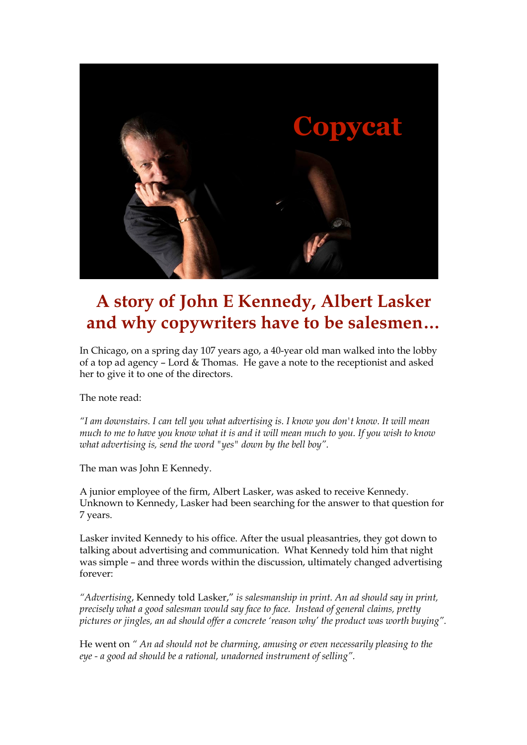Copycat

# A story of John E Kennedy, Albert Lasker and why copywriters have to be salesmen…

In Chicago, on a spring day 107 years ago, a 40-year old man walked into the lobby of a top ad agency – Lord & Thomas. He gave a note to the receptionist and asked her to give it to one of the directors.

The note read:

*"I am downstairs. I can tell you what advertising is. I know you don't know. It will mean much to me to have you know what it is and it will mean much to you. If you wish to know what advertising is, send the word "yes" down by the bell boy".*

The man was John E Kennedy.

A junior employee of the firm, Albert Lasker, was asked to receive Kennedy. Unknown to Kennedy, Lasker had been searching for the answer to that question for 7 years.

Lasker invited Kennedy to his office. After the usual pleasantries, they got down to talking about advertising and communication. What Kennedy told him that night was simple – and three words within the discussion, ultimately changed advertising forever:

*"Advertising*, Kennedy told Lasker," *is salesmanship in print. An ad should say in print, precisely what a good salesman would say face to face. Instead of general claims, pretty pictures or jingles, an ad should offer a concrete 'reason why' the product was worth buying".*

He went on *" An ad should not be charming, amusing or even necessarily pleasing to the eye - a good ad should be a rational, unadorned instrument of selling".*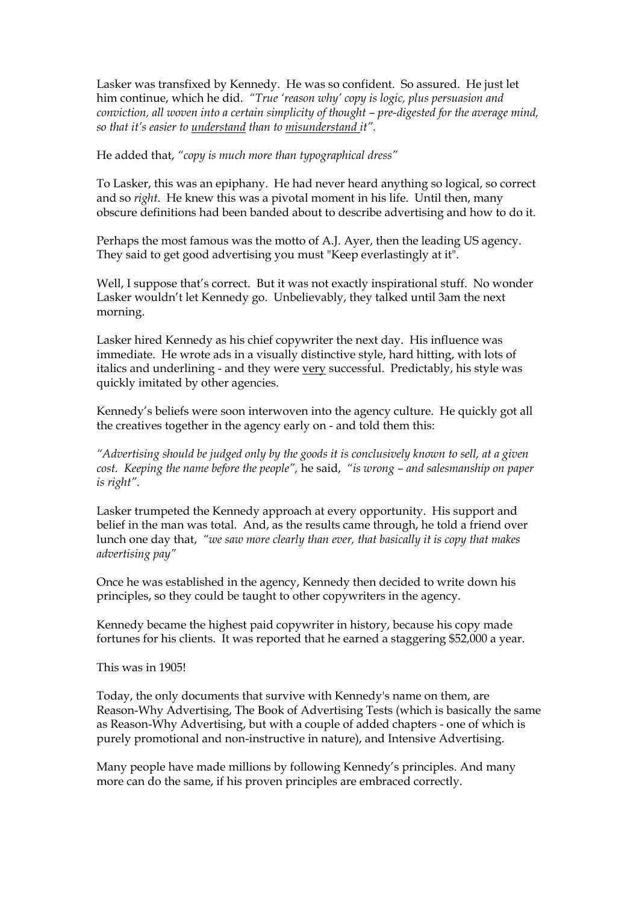Lasker was transfixed by Kennedy. He was so confident. So assured. He just let him continue, which he did. *"True 'reason why' copy is logic, plus persuasion and conviction, all woven into a certain simplicity of thought – pre-digested for the average mind, so that it's easier to understand than to misunderstand it".*

He added that, *"copy is much more than typographical dress"*

To Lasker, this was an epiphany. He had never heard anything so logical, so correct and so *right*. He knew this was a pivotal moment in his life. Until then, many obscure definitions had been banded about to describe advertising and how to do it.

Perhaps the most famous was the motto of A.J. Ayer, then the leading US agency. They said to get good advertising you must "Keep everlastingly at it".

Well, I suppose that's correct. But it was not exactly inspirational stuff. No wonder Lasker wouldn't let Kennedy go. Unbelievably, they talked until 3am the next morning.

Lasker hired Kennedy as his chief copywriter the next day. His influence was immediate. He wrote ads in a visually distinctive style, hard hitting, with lots of italics and underlining - and they were very successful. Predictably, his style was quickly imitated by other agencies.

Kennedy's beliefs were soon interwoven into the agency culture. He quickly got all the creatives together in the agency early on - and told them this:

*"Advertising should be judged only by the goods it is conclusively known to sell, at a given cost. Keeping the name before the people",* he said, *"is wrong – and salesmanship on paper is right".*

Lasker trumpeted the Kennedy approach at every opportunity. His support and belief in the man was total. And, as the results came through, he told a friend over lunch one day that, *"we saw more clearly than ever, that basically it is copy that makes advertising pay"*

Once he was established in the agency, Kennedy then decided to write down his principles, so they could be taught to other copywriters in the agency.

Kennedy became the highest paid copywriter in history, because his copy made fortunes for his clients. It was reported that he earned a staggering $52,000 a year.

This was in 1905!

Today, the only documents that survive with Kennedy's name on them, are Reason-Why Advertising, The Book of Advertising Tests (which is basically the same as Reason-Why Advertising, but with a couple of added chapters - one of which is purely promotional and non-instructive in nature), and Intensive Advertising.

Many people have made millions by following Kennedy's principles. And many more can do the same, if his proven principles are embraced correctly.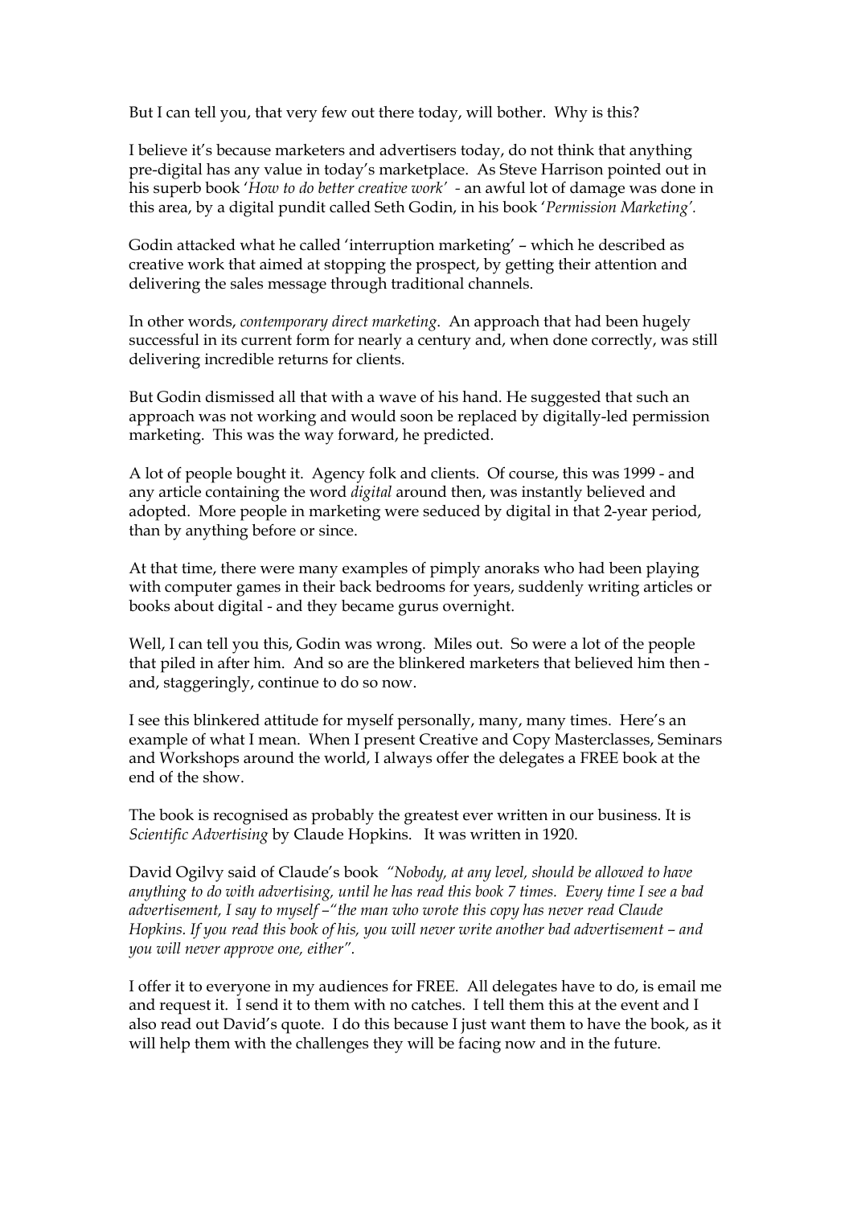But I can tell you, that very few out there today, will bother. Why is this?

I believe it's because marketers and advertisers today, do not think that anything pre-digital has any value in today's marketplace. As Steve Harrison pointed out in his superb book '*How to do better creative work'* - an awful lot of damage was done in this area, by a digital pundit called Seth Godin, in his book '*Permission Marketing'*.

Godin attacked what he called 'interruption marketing' – which he described as creative work that aimed at stopping the prospect, by getting their attention and delivering the sales message through traditional channels.

In other words, *contemporary direct marketing*. An approach that had been hugely successful in its current form for nearly a century and, when done correctly, was still delivering incredible returns for clients.

But Godin dismissed all that with a wave of his hand. He suggested that such an approach was not working and would soon be replaced by digitally-led permission marketing. This was the way forward, he predicted.

A lot of people bought it. Agency folk and clients. Of course, this was 1999 - and any article containing the word *digital* around then, was instantly believed and adopted. More people in marketing were seduced by digital in that 2-year period, than by anything before or since.

At that time, there were many examples of pimply anoraks who had been playing with computer games in their back bedrooms for years, suddenly writing articles or books about digital - and they became gurus overnight.

Well, I can tell you this, Godin was wrong. Miles out. So were a lot of the people that piled in after him. And so are the blinkered marketers that believed him then - and, staggeringly, continue to do so now.

I see this blinkered attitude for myself personally, many, many times. Here's an example of what I mean. When I present Creative and Copy Masterclasses, Seminars and Workshops around the world, I always offer the delegates a FREE book at the end of the show.

The book is recognised as probably the greatest ever written in our business. It is *Scientific Advertising* by Claude Hopkins. It was written in 1920.

David Ogilvy said of Claude's book *"Nobody, at any level, should be allowed to have anything to do with advertising, until he has read this book 7 times. Every time I see a bad advertisement, I say to myself –"the man who wrote this copy has never read Claude Hopkins. If you read this book of his, you will never write another bad advertisement – and you will never approve one, either".*

I offer it to everyone in my audiences for FREE. All delegates have to do, is email me and request it. I send it to them with no catches. I tell them this at the event and I also read out David's quote. I do this because I just want them to have the book, as it will help them with the challenges they will be facing now and in the future.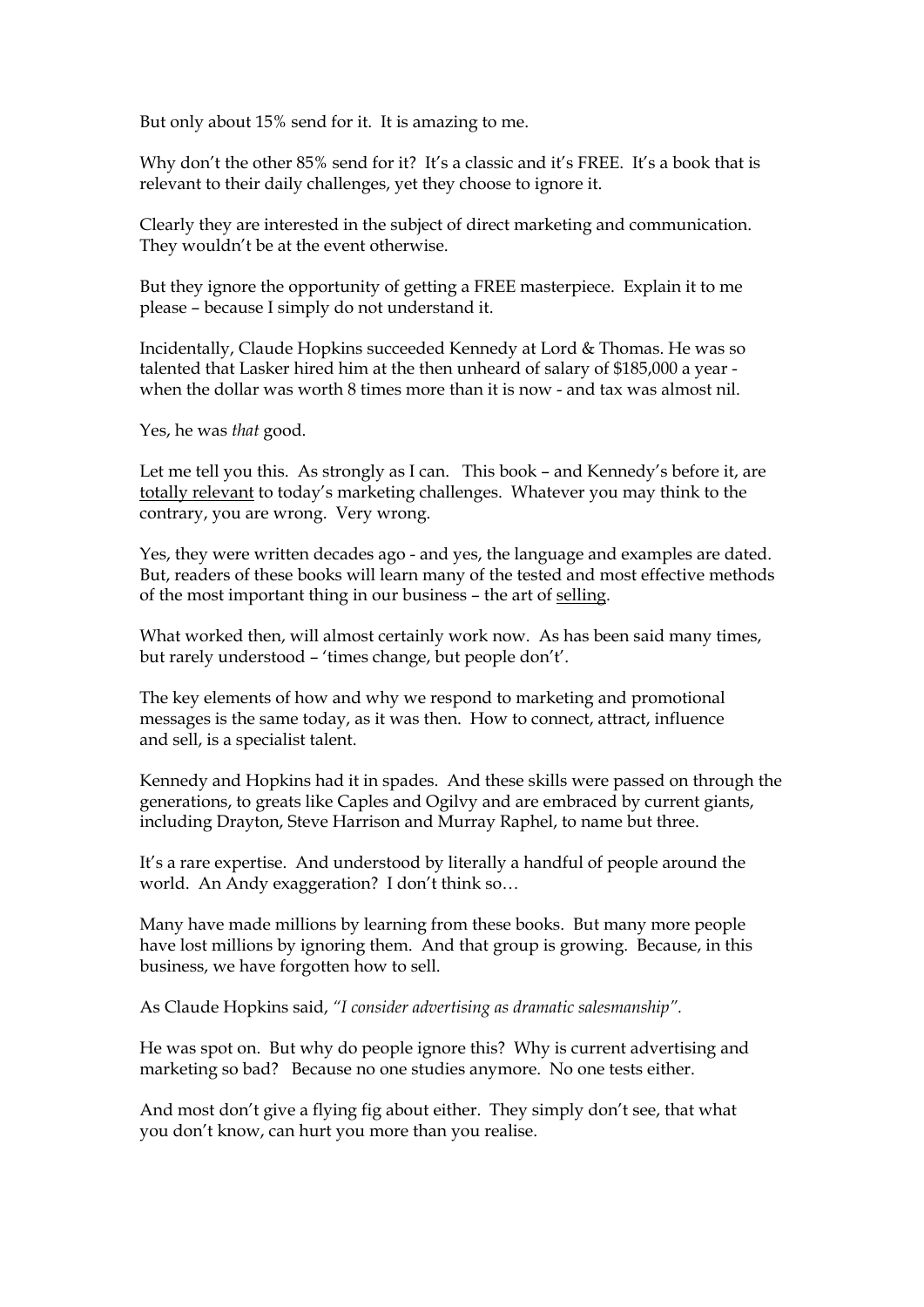But only about 15% send for it. It is amazing to me.

Why don't the other 85% send for it? It's a classic and it's FREE. It's a book that is relevant to their daily challenges, yet they choose to ignore it.

Clearly they are interested in the subject of direct marketing and communication. They wouldn't be at the event otherwise.

But they ignore the opportunity of getting a FREE masterpiece. Explain it to me please – because I simply do not understand it.

Incidentally, Claude Hopkins succeeded Kennedy at Lord & Thomas. He was so talented that Lasker hired him at the then unheard of salary of $185,000 a year - when the dollar was worth 8 times more than it is now - and tax was almost nil.

Yes, he was *that* good.

Let me tell you this. As strongly as I can. This book – and Kennedy's before it, are <u>totally relevant</u> to today's marketing challenges. Whatever you may think to the contrary, you are wrong. Very wrong.

Yes, they were written decades ago - and yes, the language and examples are dated. But, readers of these books will learn many of the tested and most effective methods of the most important thing in our business – the art of <u>selling</u>.

What worked then, will almost certainly work now. As has been said many times, but rarely understood – 'times change, but people don't'.

The key elements of how and why we respond to marketing and promotional messages is the same today, as it was then. How to connect, attract, influence and sell, is a specialist talent.

Kennedy and Hopkins had it in spades. And these skills were passed on through the generations, to greats like Caples and Ogilvy and are embraced by current giants, including Drayton, Steve Harrison and Murray Raphel, to name but three.

It's a rare expertise. And understood by literally a handful of people around the world. An Andy exaggeration? I don't think so…

Many have made millions by learning from these books. But many more people have lost millions by ignoring them. And that group is growing. Because, in this business, we have forgotten how to sell.

As Claude Hopkins said, *"I consider advertising as dramatic salesmanship"*.

He was spot on. But why do people ignore this? Why is current advertising and marketing so bad? Because no one studies anymore. No one tests either.

And most don't give a flying fig about either. They simply don't see, that what you don't know, can hurt you more than you realise.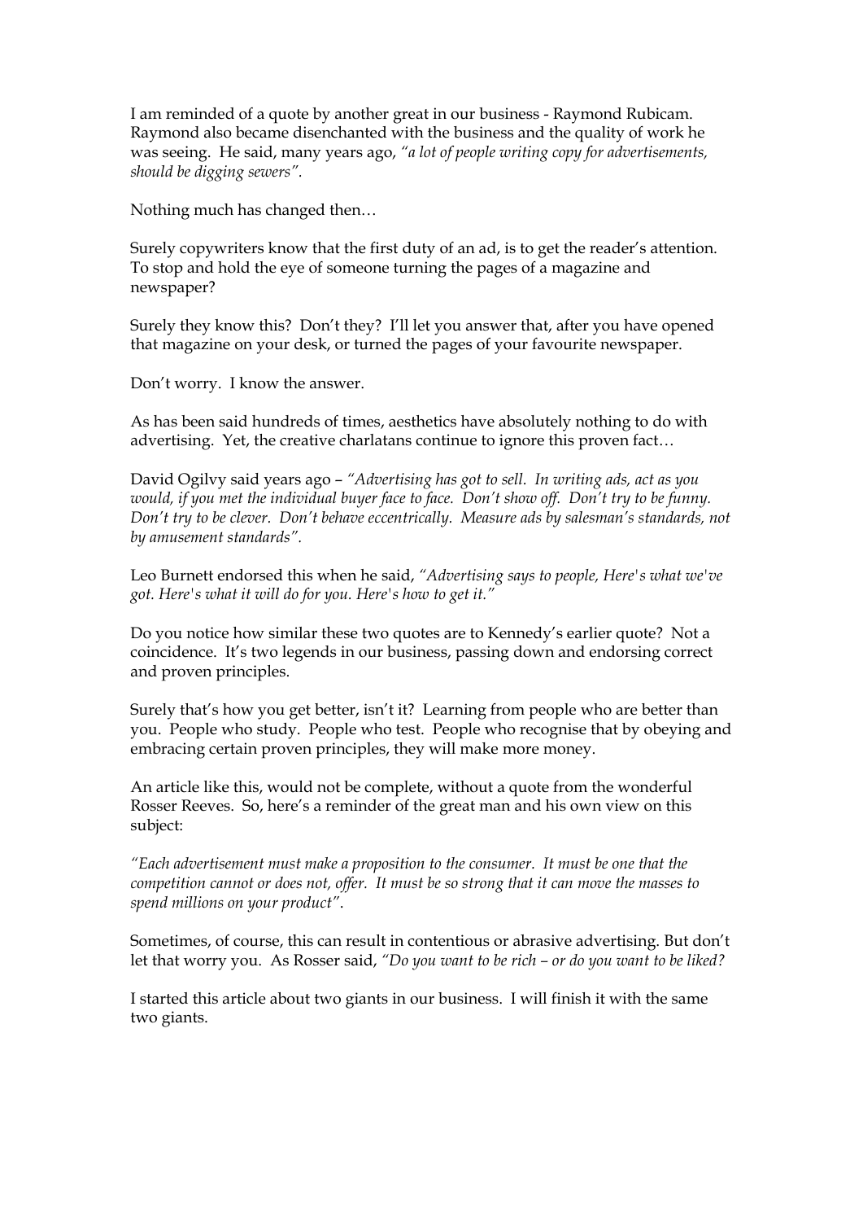I am reminded of a quote by another great in our business - Raymond Rubicam. Raymond also became disenchanted with the business and the quality of work he was seeing. He said, many years ago, *"a lot of people writing copy for advertisements, should be digging sewers".*

Nothing much has changed then…

Surely copywriters know that the first duty of an ad, is to get the reader's attention. To stop and hold the eye of someone turning the pages of a magazine and newspaper?

Surely they know this? Don't they? I'll let you answer that, after you have opened that magazine on your desk, or turned the pages of your favourite newspaper.

Don't worry. I know the answer.

As has been said hundreds of times, aesthetics have absolutely nothing to do with advertising. Yet, the creative charlatans continue to ignore this proven fact…

David Ogilvy said years ago – *"Advertising has got to sell. In writing ads, act as you would, if you met the individual buyer face to face. Don't show off. Don't try to be funny. Don't try to be clever. Don't behave eccentrically. Measure ads by salesman's standards, not by amusement standards".*

Leo Burnett endorsed this when he said, *"Advertising says to people, Here's what we've got. Here's what it will do for you. Here's how to get it."*

Do you notice how similar these two quotes are to Kennedy's earlier quote? Not a coincidence. It's two legends in our business, passing down and endorsing correct and proven principles.

Surely that's how you get better, isn't it? Learning from people who are better than you. People who study. People who test. People who recognise that by obeying and embracing certain proven principles, they will make more money.

An article like this, would not be complete, without a quote from the wonderful Rosser Reeves. So, here's a reminder of the great man and his own view on this subject:

*"Each advertisement must make a proposition to the consumer. It must be one that the competition cannot or does not, offer. It must be so strong that it can move the masses to spend millions on your product".*

Sometimes, of course, this can result in contentious or abrasive advertising. But don't let that worry you. As Rosser said, *"Do you want to be rich – or do you want to be liked?*

I started this article about two giants in our business. I will finish it with the same two giants.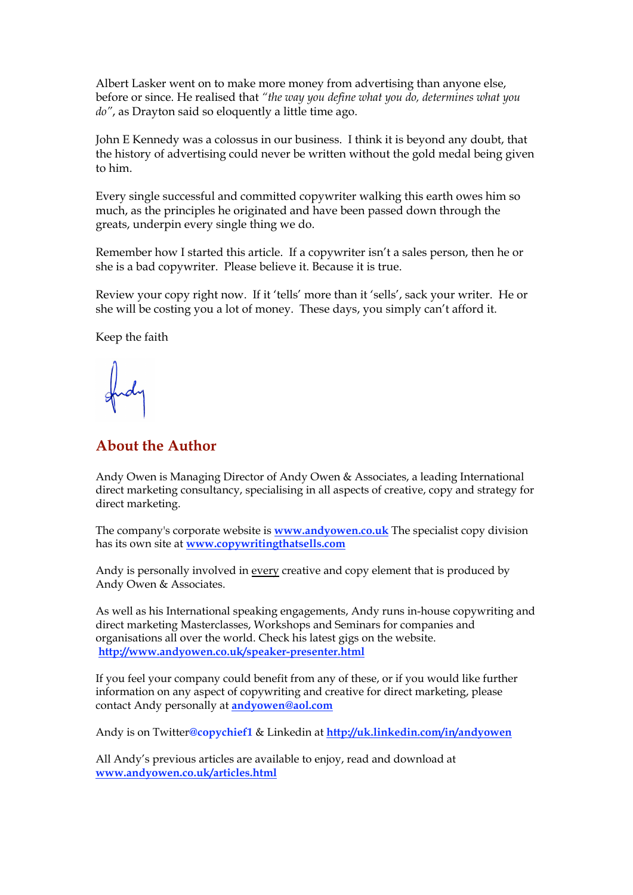Albert Lasker went on to make more money from advertising than anyone else, before or since. He realised that *"the way you define what you do, determines what you do"*, as Drayton said so eloquently a little time ago.

John E Kennedy was a colossus in our business. I think it is beyond any doubt, that the history of advertising could never be written without the gold medal being given to him.

Every single successful and committed copywriter walking this earth owes him so much, as the principles he originated and have been passed down through the greats, underpin every single thing we do.

Remember how I started this article. If a copywriter isn't a sales person, then he or she is a bad copywriter. Please believe it. Because it is true.

Review your copy right now. If it 'tells' more than it 'sells', sack your writer. He or she will be costing you a lot of money. These days, you simply can't afford it.

Keep the faith

Andy

## About the Author

Andy Owen is Managing Director of Andy Owen & Associates, a leading International direct marketing consultancy, specialising in all aspects of creative, copy and strategy for direct marketing.

The company's corporate website is **www.andyowen.co.uk** The specialist copy division has its own site at **www.copywritingthatsells.com**

Andy is personally involved in every creative and copy element that is produced by Andy Owen & Associates.

As well as his International speaking engagements, Andy runs in-house copywriting and direct marketing Masterclasses, Workshops and Seminars for companies and organisations all over the world. Check his latest gigs on the website. **http://www.andyowen.co.uk/speaker-presenter.html**

If you feel your company could benefit from any of these, or if you would like further information on any aspect of copywriting and creative for direct marketing, please contact Andy personally at **andyowen@aol.com**

Andy is on Twitter**@copychief1** & Linkedin at **http://uk.linkedin.com/in/andyowen**

All Andy's previous articles are available to enjoy, read and download at **www.andyowen.co.uk/articles.html**